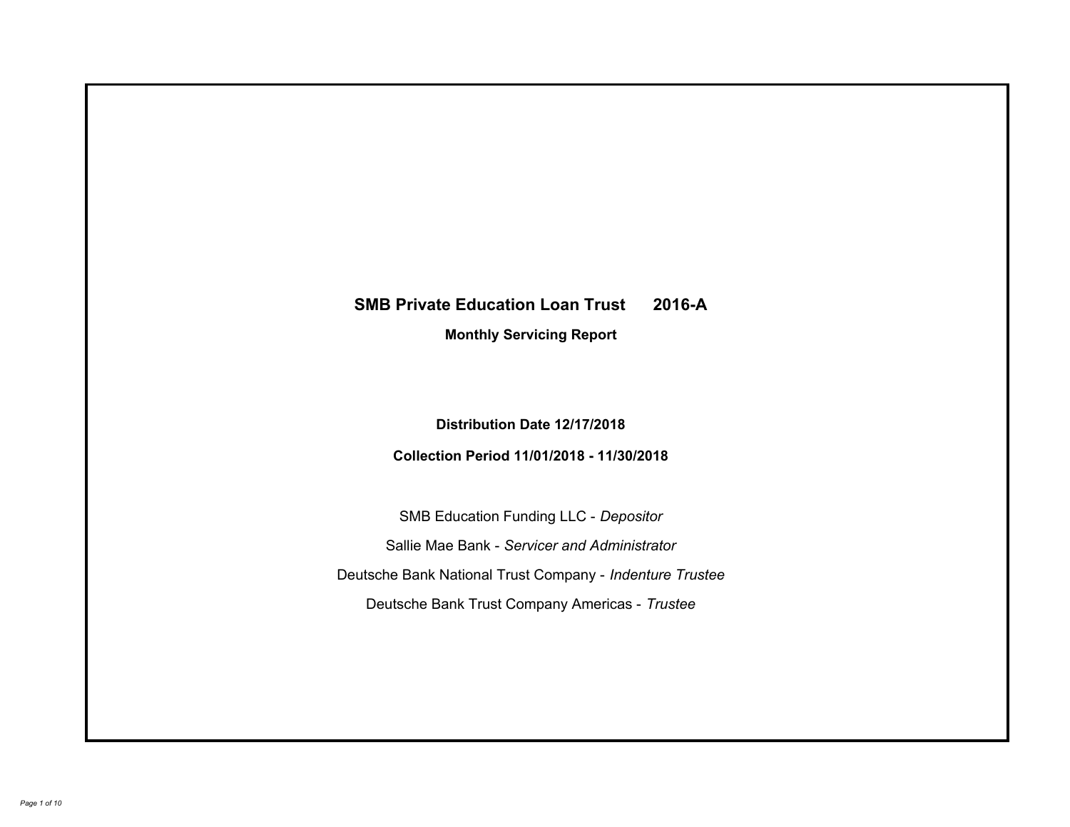# SMB Private Education Loan Trust 2016-A

**Monthly Servicing Report**

**Distribution Date 12/17/2018**

**Collection Period 11/01/2018 - 11/30/2018**

SMB Education Funding LLC - *Depositor*

Sallie Mae Bank - *Servicer and Administrator*

Deutsche Bank National Trust Company - *Indenture Trustee*

Deutsche Bank Trust Company Americas - *Trustee*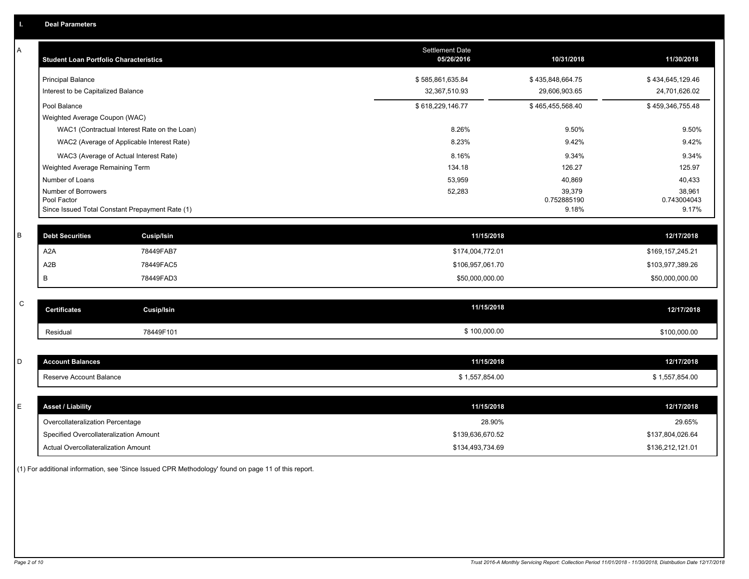## I. Deal Parameters

### A

| Student Loan Portfolio Characteristics | Settlement Date 05/26/2016 | 10/31/2018 | 11/30/2018 |
|---|---|---|---|
| Principal Balance | $ 585,861,635.84 | $ 435,848,664.75 | $ 434,645,129.46 |
| Interest to be Capitalized Balance | 32,367,510.93 | 29,606,903.65 | 24,701,626.02 |
| Pool Balance | $ 618,229,146.77 | $ 465,455,568.40 | $ 459,346,755.48 |
| Weighted Average Coupon (WAC) | | | |
| WAC1 (Contractual Interest Rate on the Loan) | 8.26% | 9.50% | 9.50% |
| WAC2 (Average of Applicable Interest Rate) | 8.23% | 9.42% | 9.42% |
| WAC3 (Average of Actual Interest Rate) | 8.16% | 9.34% | 9.34% |
| Weighted Average Remaining Term | 134.18 | 126.27 | 125.97 |
| Number of Loans | 53,959 | 40,869 | 40,433 |
| Number of Borrowers | 52,283 | 39,379 | 38,961 |
| Pool Factor | | 0.752885190 | 0.743004043 |
| Since Issued Total Constant Prepayment Rate (1) | | 9.18% | 9.17% |

### B

| Debt Securities | Cusip/Isin | 11/15/2018 | 12/17/2018 |
|---|---|---|---|
| A2A | 78449FAB7 | $174,004,772.01 | $169,157,245.21 |
| A2B | 78449FAC5 | $106,957,061.70 | $103,977,389.26 |
| B | 78449FAD3 | $50,000,000.00 | $50,000,000.00 |

### C

| Certificates | Cusip/Isin | 11/15/2018 | 12/17/2018 |
|---|---|---|---|
| Residual | 78449F101 | $ 100,000.00 | $100,000.00 |

### D

| Account Balances | 11/15/2018 | 12/17/2018 |
|---|---|---|
| Reserve Account Balance | $ 1,557,854.00 | $ 1,557,854.00 |

### E

| Asset / Liability | 11/15/2018 | 12/17/2018 |
|---|---|---|
| Overcollateralization Percentage | 28.90% | 29.65% |
| Specified Overcollateralization Amount | $139,636,670.52 | $137,804,026.64 |
| Actual Overcollateralization Amount | $134,493,734.69 | $136,212,121.01 |

(1) For additional information, see 'Since Issued CPR Methodology' found on page 11 of this report.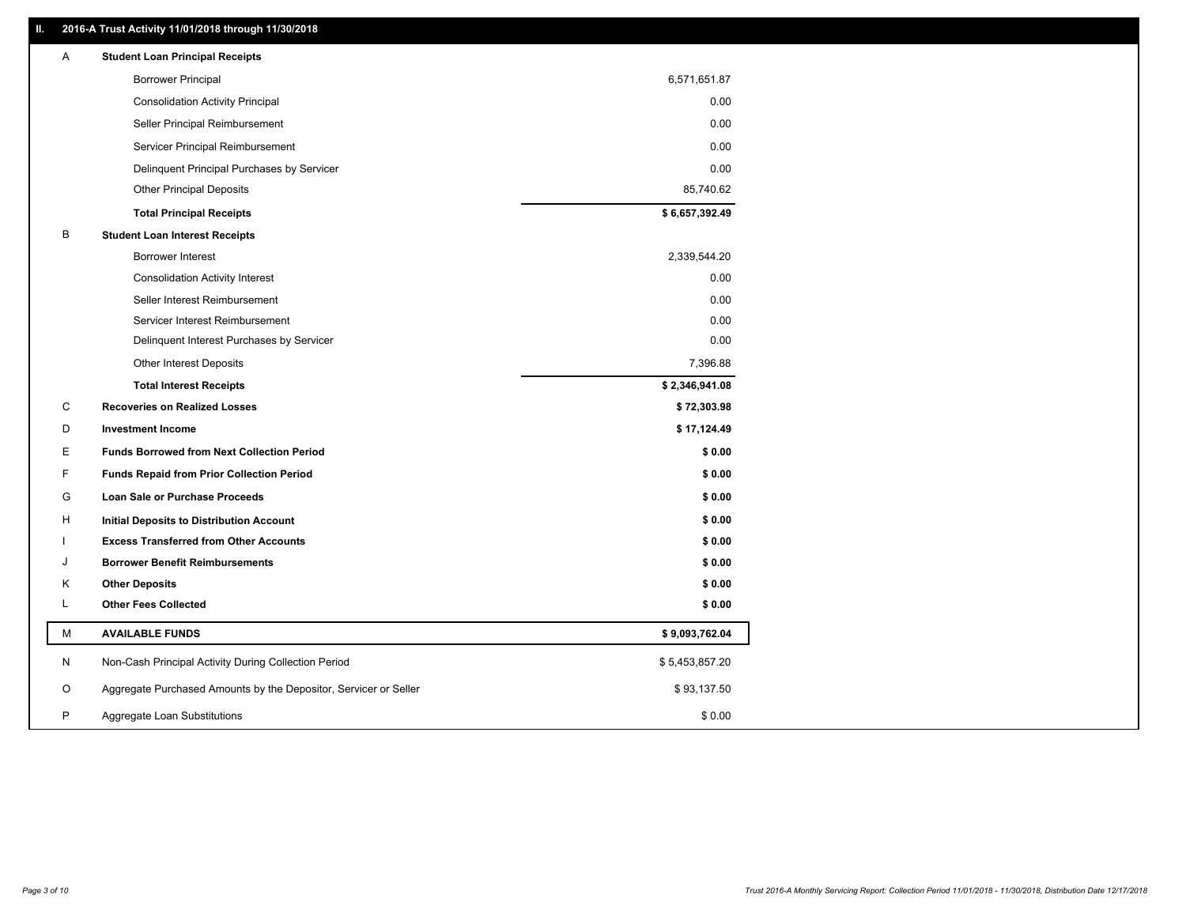## II. 2016-A Trust Activity 11/01/2018 through 11/30/2018

| | | |
|---|---|---|
| A | **Student Loan Principal Receipts** | |
| | Borrower Principal | 6,571,651.87 |
| | Consolidation Activity Principal | 0.00 |
| | Seller Principal Reimbursement | 0.00 |
| | Servicer Principal Reimbursement | 0.00 |
| | Delinquent Principal Purchases by Servicer | 0.00 |
| | Other Principal Deposits | 85,740.62 |
| | **Total Principal Receipts** | **$ 6,657,392.49** |
| B | **Student Loan Interest Receipts** | |
| | Borrower Interest | 2,339,544.20 |
| | Consolidation Activity Interest | 0.00 |
| | Seller Interest Reimbursement | 0.00 |
| | Servicer Interest Reimbursement | 0.00 |
| | Delinquent Interest Purchases by Servicer | 0.00 |
| | Other Interest Deposits | 7,396.88 |
| | **Total Interest Receipts** | **$ 2,346,941.08** |
| C | **Recoveries on Realized Losses** | **$ 72,303.98** |
| D | **Investment Income** | **$ 17,124.49** |
| E | **Funds Borrowed from Next Collection Period** | **$ 0.00** |
| F | **Funds Repaid from Prior Collection Period** | **$ 0.00** |
| G | **Loan Sale or Purchase Proceeds** | **$ 0.00** |
| H | **Initial Deposits to Distribution Account** | **$ 0.00** |
| I | **Excess Transferred from Other Accounts** | **$ 0.00** |
| J | **Borrower Benefit Reimbursements** | **$ 0.00** |
| K | **Other Deposits** | **$ 0.00** |
| L | **Other Fees Collected** | **$ 0.00** |
| M | **AVAILABLE FUNDS** | **$ 9,093,762.04** |
| N | Non-Cash Principal Activity During Collection Period | $ 5,453,857.20 |
| O | Aggregate Purchased Amounts by the Depositor, Servicer or Seller | $ 93,137.50 |
| P | Aggregate Loan Substitutions | $ 0.00 |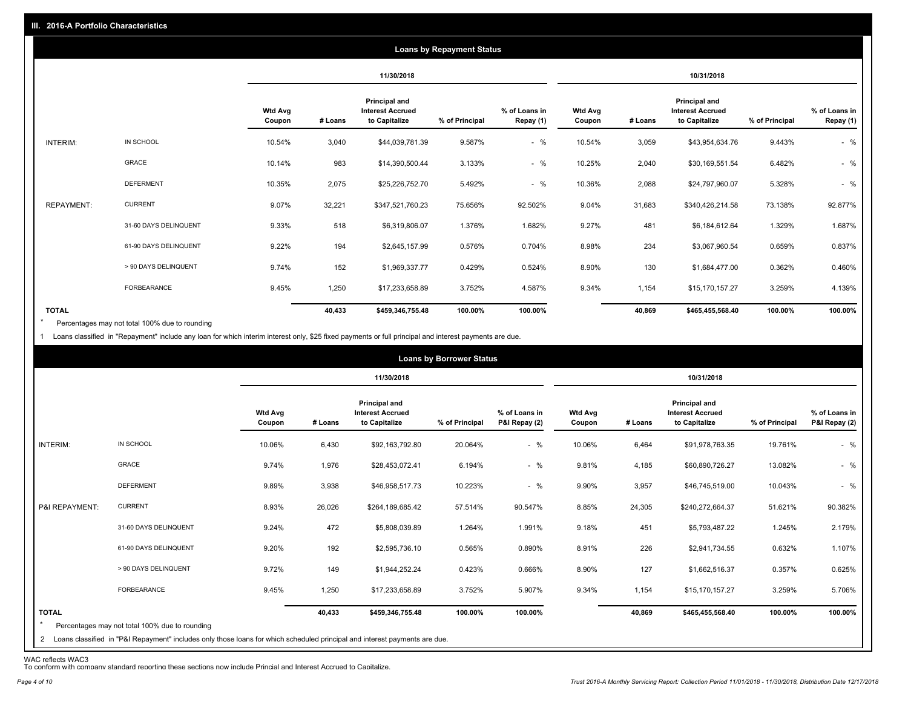## III. 2016-A Portfolio Characteristics

### Loans by Repayment Status

| | | 11/30/2018 | | | | | 10/31/2018 | | | | |
|---|---|---|---|---|---|---|---|---|---|---|---|
| | | Wtd Avg Coupon | # Loans | Principal and Interest Accrued to Capitalize | % of Principal | % of Loans in Repay (1) | Wtd Avg Coupon | # Loans | Principal and Interest Accrued to Capitalize | % of Principal | % of Loans in Repay (1) |
| INTERIM: | IN SCHOOL | 10.54% | 3,040 | $44,039,781.39 | 9.587% | - % | 10.54% | 3,059 | $43,954,634.76 | 9.443% | - % |
| | GRACE | 10.14% | 983 | $14,390,500.44 | 3.133% | - % | 10.25% | 2,040 | $30,169,551.54 | 6.482% | - % |
| | DEFERMENT | 10.35% | 2,075 | $25,226,752.70 | 5.492% | - % | 10.36% | 2,088 | $24,797,960.07 | 5.328% | - % |
| REPAYMENT: | CURRENT | 9.07% | 32,221 | $347,521,760.23 | 75.656% | 92.502% | 9.04% | 31,683 | $340,426,214.58 | 73.138% | 92.877% |
| | 31-60 DAYS DELINQUENT | 9.33% | 518 | $6,319,806.07 | 1.376% | 1.682% | 9.27% | 481 | $6,184,612.64 | 1.329% | 1.687% |
| | 61-90 DAYS DELINQUENT | 9.22% | 194 | $2,645,157.99 | 0.576% | 0.704% | 8.98% | 234 | $3,067,960.54 | 0.659% | 0.837% |
| | > 90 DAYS DELINQUENT | 9.74% | 152 | $1,969,337.77 | 0.429% | 0.524% | 8.90% | 130 | $1,684,477.00 | 0.362% | 0.460% |
| | FORBEARANCE | 9.45% | 1,250 | $17,233,658.89 | 3.752% | 4.587% | 9.34% | 1,154 | $15,170,157.27 | 3.259% | 4.139% |
| **TOTAL** | | | **40,433** | **$459,346,755.48** | **100.00%** | **100.00%** | | **40,869** | **$465,455,568.40** | **100.00%** | **100.00%** |

\* Percentages may not total 100% due to rounding

1 Loans classified in "Repayment" include any loan for which interim interest only, $25 fixed payments or full principal and interest payments are due.

### Loans by Borrower Status

| | | 11/30/2018 | | | | | 10/31/2018 | | | | |
|---|---|---|---|---|---|---|---|---|---|---|---|
| | | Wtd Avg Coupon | # Loans | Principal and Interest Accrued to Capitalize | % of Principal | % of Loans in P&I Repay (2) | Wtd Avg Coupon | # Loans | Principal and Interest Accrued to Capitalize | % of Principal | % of Loans in P&I Repay (2) |
| INTERIM: | IN SCHOOL | 10.06% | 6,430 | $92,163,792.80 | 20.064% | - % | 10.06% | 6,464 | $91,978,763.35 | 19.761% | - % |
| | GRACE | 9.74% | 1,976 | $28,453,072.41 | 6.194% | - % | 9.81% | 4,185 | $60,890,726.27 | 13.082% | - % |
| | DEFERMENT | 9.89% | 3,938 | $46,958,517.73 | 10.223% | - % | 9.90% | 3,957 | $46,745,519.00 | 10.043% | - % |
| P&I REPAYMENT: | CURRENT | 8.93% | 26,026 | $264,189,685.42 | 57.514% | 90.547% | 8.85% | 24,305 | $240,272,664.37 | 51.621% | 90.382% |
| | 31-60 DAYS DELINQUENT | 9.24% | 472 | $5,808,039.89 | 1.264% | 1.991% | 9.18% | 451 | $5,793,487.22 | 1.245% | 2.179% |
| | 61-90 DAYS DELINQUENT | 9.20% | 192 | $2,595,736.10 | 0.565% | 0.890% | 8.91% | 226 | $2,941,734.55 | 0.632% | 1.107% |
| | > 90 DAYS DELINQUENT | 9.72% | 149 | $1,944,252.24 | 0.423% | 0.666% | 8.90% | 127 | $1,662,516.37 | 0.357% | 0.625% |
| | FORBEARANCE | 9.45% | 1,250 | $17,233,658.89 | 3.752% | 5.907% | 9.34% | 1,154 | $15,170,157.27 | 3.259% | 5.706% |
| **TOTAL** | | | **40,433** | **$459,346,755.48** | **100.00%** | **100.00%** | | **40,869** | **$465,455,568.40** | **100.00%** | **100.00%** |

\* Percentages may not total 100% due to rounding

2 Loans classified in "P&I Repayment" includes only those loans for which scheduled principal and interest payments are due.

WAC reflects WAC3

To conform with company standard reporting these sections now include Princial and Interest Accrued to Capitalize.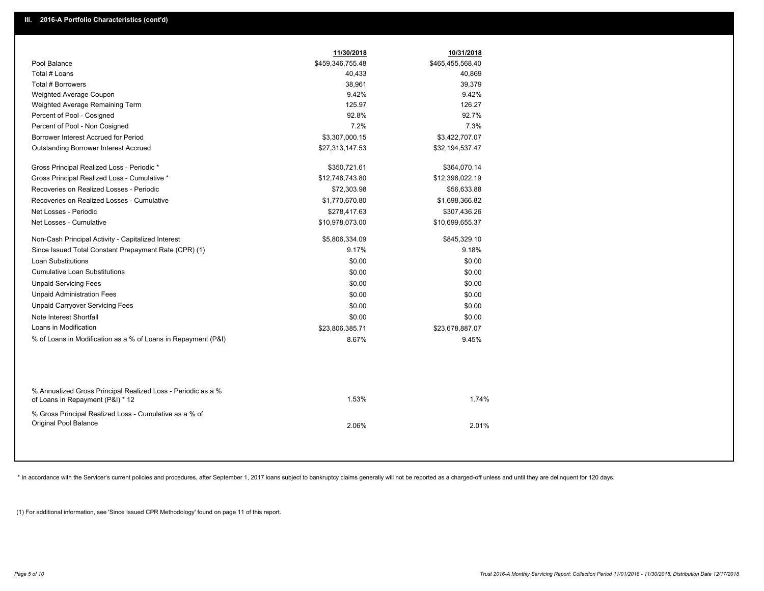## III. 2016-A Portfolio Characteristics (cont'd)

| | 11/30/2018 | 10/31/2018 |
|---|---|---|
| Pool Balance | $459,346,755.48 | $465,455,568.40 |
| Total # Loans | 40,433 | 40,869 |
| Total # Borrowers | 38,961 | 39,379 |
| Weighted Average Coupon | 9.42% | 9.42% |
| Weighted Average Remaining Term | 125.97 | 126.27 |
| Percent of Pool - Cosigned | 92.8% | 92.7% |
| Percent of Pool - Non Cosigned | 7.2% | 7.3% |
| Borrower Interest Accrued for Period | $3,307,000.15 | $3,422,707.07 |
| Outstanding Borrower Interest Accrued | $27,313,147.53 | $32,194,537.47 |
| Gross Principal Realized Loss - Periodic * | $350,721.61 | $364,070.14 |
| Gross Principal Realized Loss - Cumulative * | $12,748,743.80 | $12,398,022.19 |
| Recoveries on Realized Losses - Periodic | $72,303.98 | $56,633.88 |
| Recoveries on Realized Losses - Cumulative | $1,770,670.80 | $1,698,366.82 |
| Net Losses - Periodic | $278,417.63 | $307,436.26 |
| Net Losses - Cumulative | $10,978,073.00 | $10,699,655.37 |
| Non-Cash Principal Activity - Capitalized Interest | $5,806,334.09 | $845,329.10 |
| Since Issued Total Constant Prepayment Rate (CPR) (1) | 9.17% | 9.18% |
| Loan Substitutions | $0.00 | $0.00 |
| Cumulative Loan Substitutions | $0.00 | $0.00 |
| Unpaid Servicing Fees | $0.00 | $0.00 |
| Unpaid Administration Fees | $0.00 | $0.00 |
| Unpaid Carryover Servicing Fees | $0.00 | $0.00 |
| Note Interest Shortfall | $0.00 | $0.00 |
| Loans in Modification | $23,806,385.71 | $23,678,887.07 |
| % of Loans in Modification as a % of Loans in Repayment (P&I) | 8.67% | 9.45% |
| % Annualized Gross Principal Realized Loss - Periodic as a % of Loans in Repayment (P&I) * 12 | 1.53% | 1.74% |
| % Gross Principal Realized Loss - Cumulative as a % of Original Pool Balance | 2.06% | 2.01% |

* In accordance with the Servicer's current policies and procedures, after September 1, 2017 loans subject to bankruptcy claims generally will not be reported as a charged-off unless and until they are delinquent for 120 days.

(1) For additional information, see 'Since Issued CPR Methodology' found on page 11 of this report.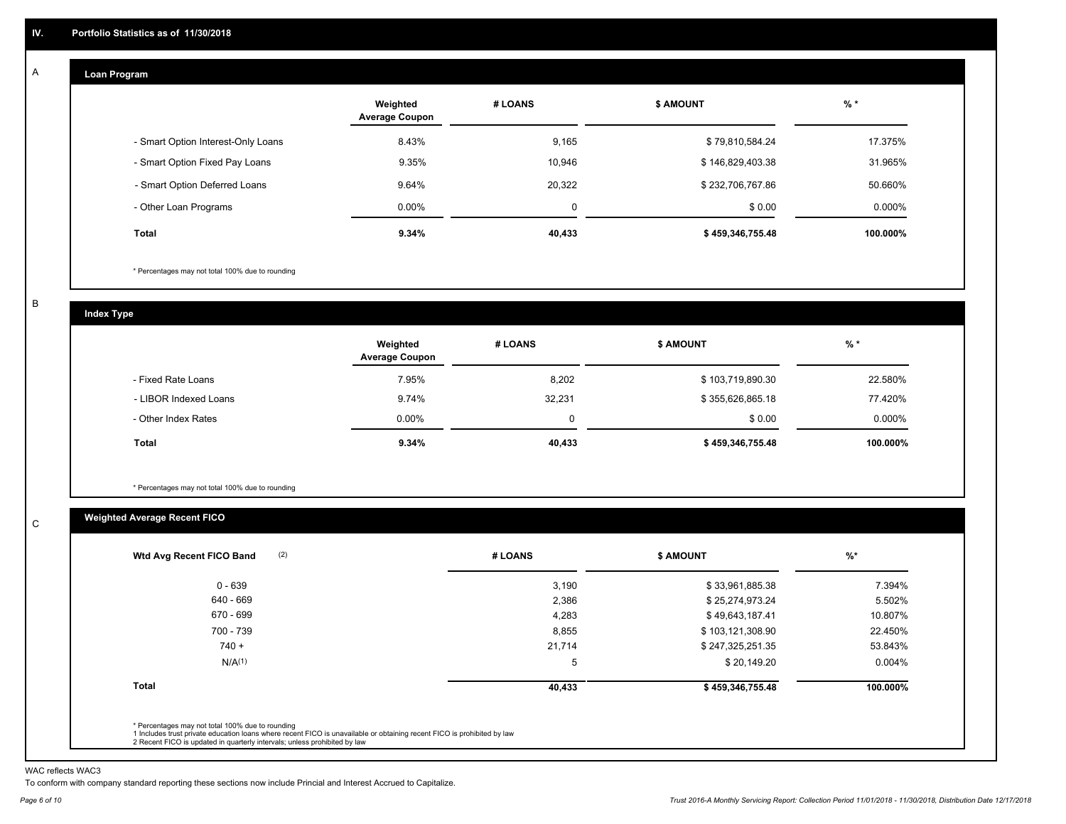## IV. Portfolio Statistics as of 11/30/2018

### A Loan Program

| | Weighted Average Coupon | # LOANS | $ AMOUNT | % * |
|---|---|---|---|---|
| - Smart Option Interest-Only Loans | 8.43% | 9,165 | $ 79,810,584.24 | 17.375% |
| - Smart Option Fixed Pay Loans | 9.35% | 10,946 | $ 146,829,403.38 | 31.965% |
| - Smart Option Deferred Loans | 9.64% | 20,322 | $ 232,706,767.86 | 50.660% |
| - Other Loan Programs | 0.00% | 0 | $ 0.00 | 0.000% |
| **Total** | **9.34%** | **40,433** | **$ 459,346,755.48** | **100.000%** |

* Percentages may not total 100% due to rounding

### B Index Type

| | Weighted Average Coupon | # LOANS | $ AMOUNT | % * |
|---|---|---|---|---|
| - Fixed Rate Loans | 7.95% | 8,202 | $ 103,719,890.30 | 22.580% |
| - LIBOR Indexed Loans | 9.74% | 32,231 | $ 355,626,865.18 | 77.420% |
| - Other Index Rates | 0.00% | 0 | $ 0.00 | 0.000% |
| **Total** | **9.34%** | **40,433** | **$ 459,346,755.48** | **100.000%** |

* Percentages may not total 100% due to rounding

### C Weighted Average Recent FICO

| Wtd Avg Recent FICO Band (2) | # LOANS | $ AMOUNT | %* |
|---|---|---|---|
| 0 - 639 | 3,190 | $ 33,961,885.38 | 7.394% |
| 640 - 669 | 2,386 | $ 25,274,973.24 | 5.502% |
| 670 - 699 | 4,283 | $ 49,643,187.41 | 10.807% |
| 700 - 739 | 8,855 | $ 103,121,308.90 | 22.450% |
| 740 + | 21,714 | $ 247,325,251.35 | 53.843% |
| N/A(1) | 5 | $ 20,149.20 | 0.004% |
| **Total** | **40,433** | **$ 459,346,755.48** | **100.000%** |

* Percentages may not total 100% due to rounding
1 Includes trust private education loans where recent FICO is unavailable or obtaining recent FICO is prohibited by law
2 Recent FICO is updated in quarterly intervals; unless prohibited by law

WAC reflects WAC3
To conform with company standard reporting these sections now include Princial and Interest Accrued to Capitalize.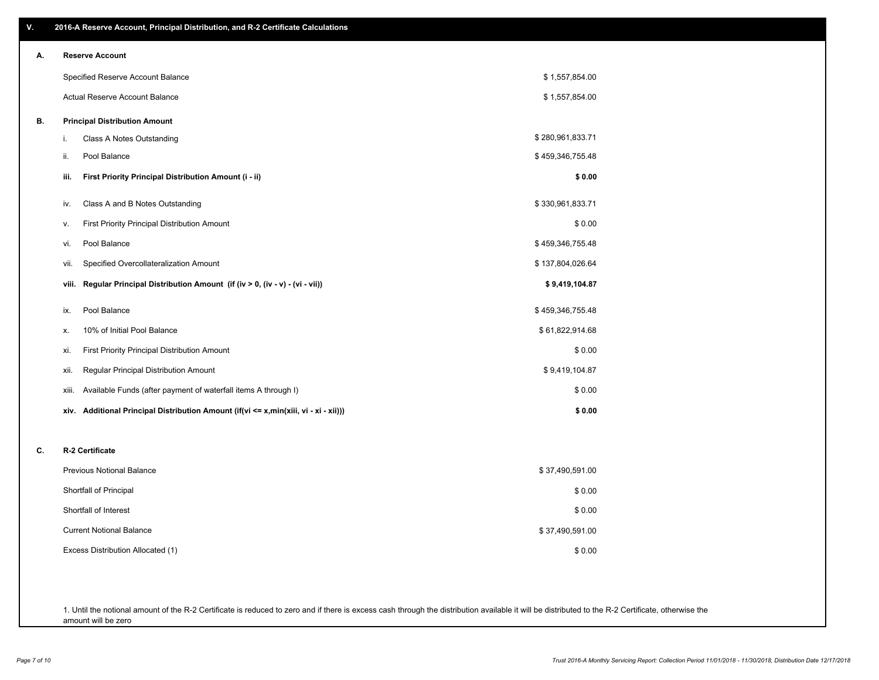## V. 2016-A Reserve Account, Principal Distribution, and R-2 Certificate Calculations

### A. Reserve Account

| | |
|---|---|
| Specified Reserve Account Balance | $ 1,557,854.00 |
| Actual Reserve Account Balance | $ 1,557,854.00 |

### B. Principal Distribution Amount

| | | |
|---|---|---|
| i. | Class A Notes Outstanding | $ 280,961,833.71 |
| ii. | Pool Balance | $ 459,346,755.48 |
| **iii.** | **First Priority Principal Distribution Amount (i - ii)** | **$ 0.00** |
| iv. | Class A and B Notes Outstanding | $ 330,961,833.71 |
| v. | First Priority Principal Distribution Amount | $ 0.00 |
| vi. | Pool Balance | $ 459,346,755.48 |
| vii. | Specified Overcollateralization Amount | $ 137,804,026.64 |
| **viii.** | **Regular Principal Distribution Amount (if (iv > 0, (iv - v) - (vi - vii))** | **$ 9,419,104.87** |
| ix. | Pool Balance | $ 459,346,755.48 |
| x. | 10% of Initial Pool Balance | $ 61,822,914.68 |
| xi. | First Priority Principal Distribution Amount | $ 0.00 |
| xii. | Regular Principal Distribution Amount | $ 9,419,104.87 |
| xiii. | Available Funds (after payment of waterfall items A through I) | $ 0.00 |
| **xiv.** | **Additional Principal Distribution Amount (if(vi <= x,min(xiii, vi - xi - xii)))** | **$ 0.00** |

### C. R-2 Certificate

| | |
|---|---|
| Previous Notional Balance | $ 37,490,591.00 |
| Shortfall of Principal | $ 0.00 |
| Shortfall of Interest | $ 0.00 |
| Current Notional Balance | $ 37,490,591.00 |
| Excess Distribution Allocated (1) | $ 0.00 |

1. Until the notional amount of the R-2 Certificate is reduced to zero and if there is excess cash through the distribution available it will be distributed to the R-2 Certificate, otherwise the amount will be zero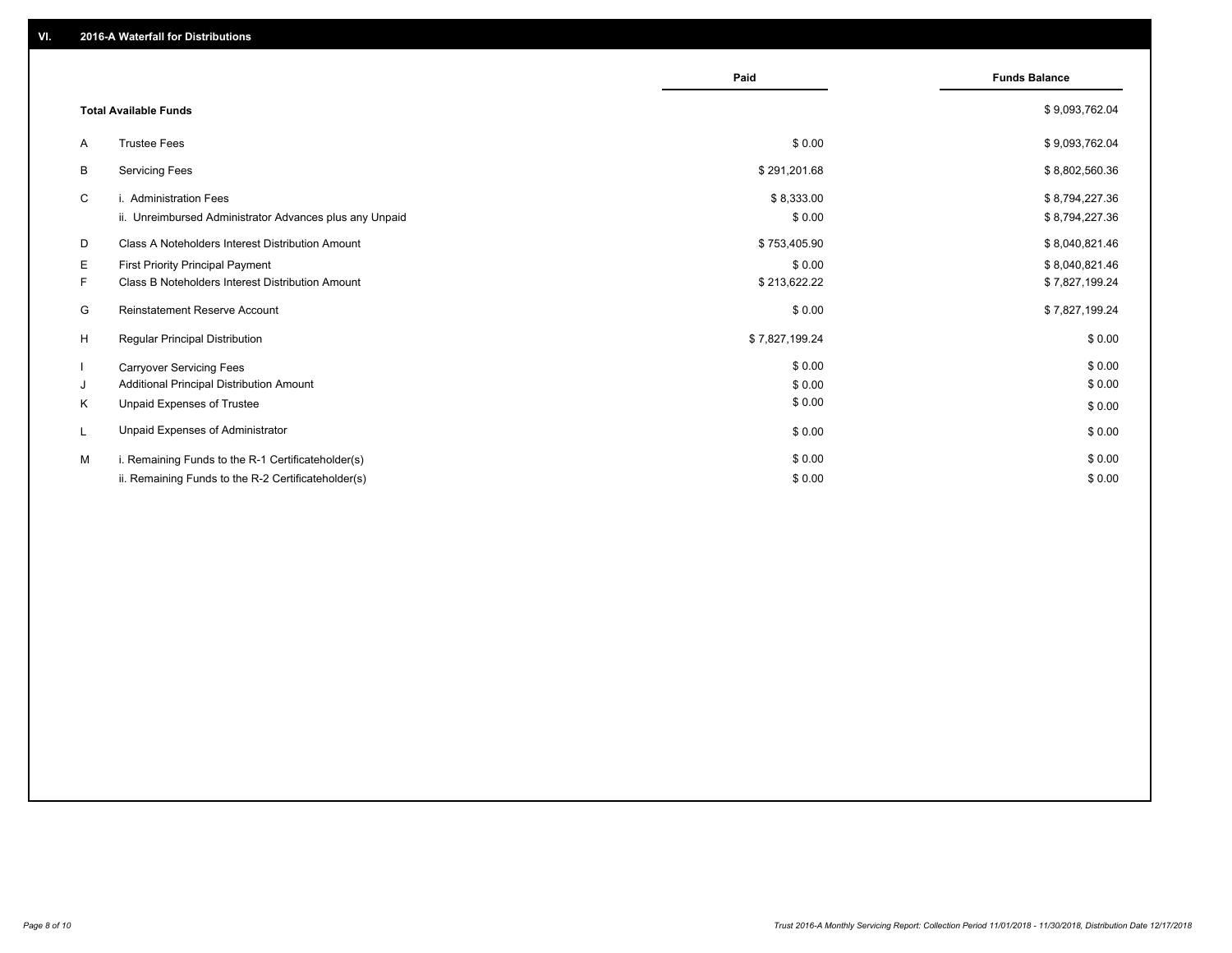## VI. 2016-A Waterfall for Distributions

| | | Paid | Funds Balance |
|---|---|---|---|
| | **Total Available Funds** | | $ 9,093,762.04 |
| A | Trustee Fees | $ 0.00 | $ 9,093,762.04 |
| B | Servicing Fees | $ 291,201.68 | $ 8,802,560.36 |
| C | i. Administration Fees | $ 8,333.00 | $ 8,794,227.36 |
| | ii. Unreimbursed Administrator Advances plus any Unpaid | $ 0.00 | $ 8,794,227.36 |
| D | Class A Noteholders Interest Distribution Amount | $ 753,405.90 | $ 8,040,821.46 |
| E | First Priority Principal Payment | $ 0.00 | $ 8,040,821.46 |
| F | Class B Noteholders Interest Distribution Amount | $ 213,622.22 | $ 7,827,199.24 |
| G | Reinstatement Reserve Account | $ 0.00 | $ 7,827,199.24 |
| H | Regular Principal Distribution | $ 7,827,199.24 | $ 0.00 |
| I | Carryover Servicing Fees | $ 0.00 | $ 0.00 |
| J | Additional Principal Distribution Amount | $ 0.00 | $ 0.00 |
| K | Unpaid Expenses of Trustee | $ 0.00 | $ 0.00 |
| L | Unpaid Expenses of Administrator | $ 0.00 | $ 0.00 |
| M | i. Remaining Funds to the R-1 Certificateholder(s) | $ 0.00 | $ 0.00 |
| | ii. Remaining Funds to the R-2 Certificateholder(s) | $ 0.00 | $ 0.00 |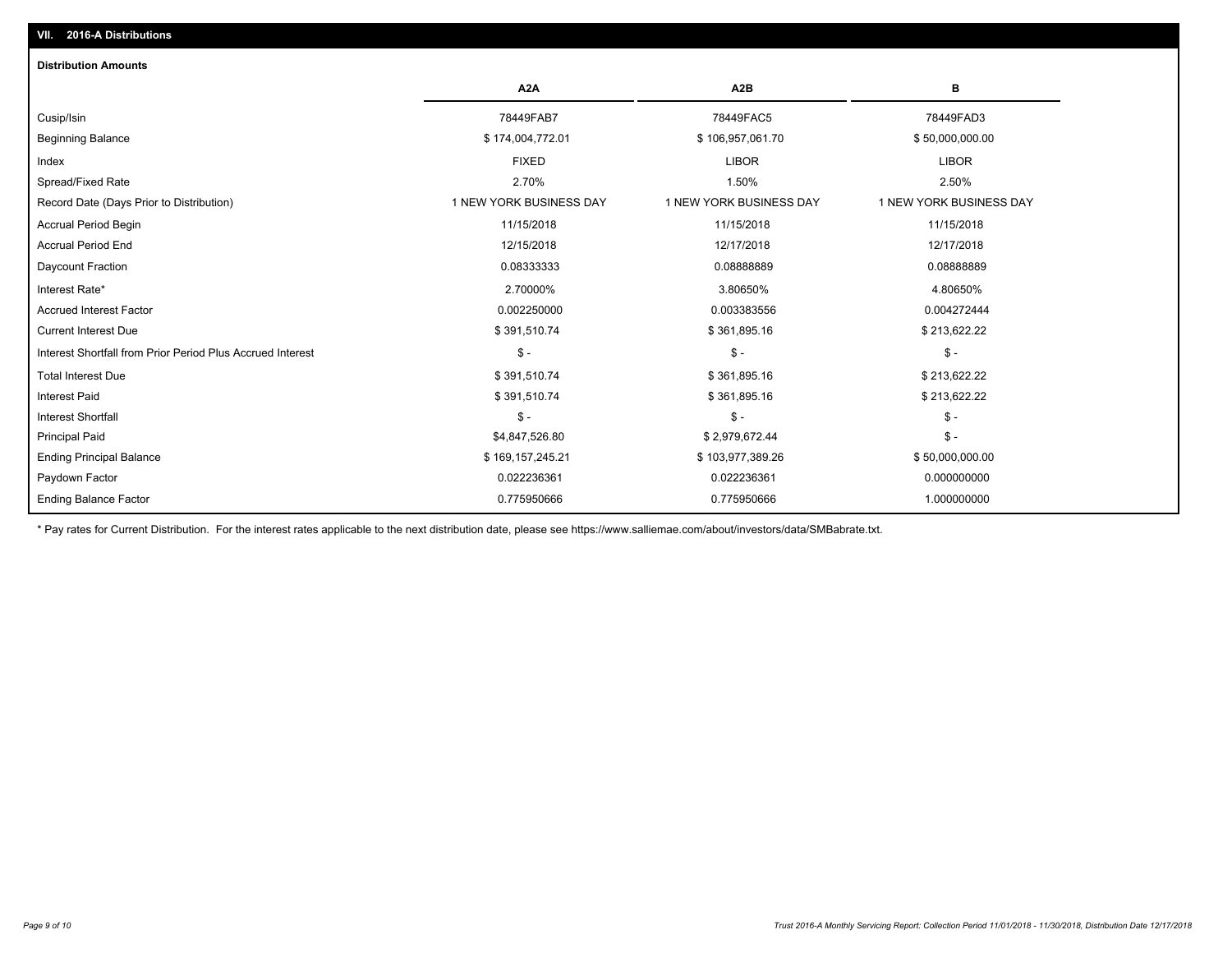## VII. 2016-A Distributions

### Distribution Amounts

| | A2A | A2B | B |
|---|---|---|---|
| Cusip/Isin | 78449FAB7 | 78449FAC5 | 78449FAD3 |
| Beginning Balance | $ 174,004,772.01 | $ 106,957,061.70 | $ 50,000,000.00 |
| Index | FIXED | LIBOR | LIBOR |
| Spread/Fixed Rate | 2.70% | 1.50% | 2.50% |
| Record Date (Days Prior to Distribution) | 1 NEW YORK BUSINESS DAY | 1 NEW YORK BUSINESS DAY | 1 NEW YORK BUSINESS DAY |
| Accrual Period Begin | 11/15/2018 | 11/15/2018 | 11/15/2018 |
| Accrual Period End | 12/15/2018 | 12/17/2018 | 12/17/2018 |
| Daycount Fraction | 0.08333333 | 0.08888889 | 0.08888889 |
| Interest Rate* | 2.70000% | 3.80650% | 4.80650% |
| Accrued Interest Factor | 0.002250000 | 0.003383556 | 0.004272444 |
| Current Interest Due | $ 391,510.74 | $ 361,895.16 | $ 213,622.22 |
| Interest Shortfall from Prior Period Plus Accrued Interest | $ - | $ - | $ - |
| Total Interest Due | $ 391,510.74 | $ 361,895.16 | $ 213,622.22 |
| Interest Paid | $ 391,510.74 | $ 361,895.16 | $ 213,622.22 |
| Interest Shortfall | $ - | $ - | $ - |
| Principal Paid | $4,847,526.80 | $ 2,979,672.44 | $ - |
| Ending Principal Balance | $ 169,157,245.21 | $ 103,977,389.26 | $ 50,000,000.00 |
| Paydown Factor | 0.022236361 | 0.022236361 | 0.000000000 |
| Ending Balance Factor | 0.775950666 | 0.775950666 | 1.000000000 |

* Pay rates for Current Distribution. For the interest rates applicable to the next distribution date, please see https://www.salliemae.com/about/investors/data/SMBabrate.txt.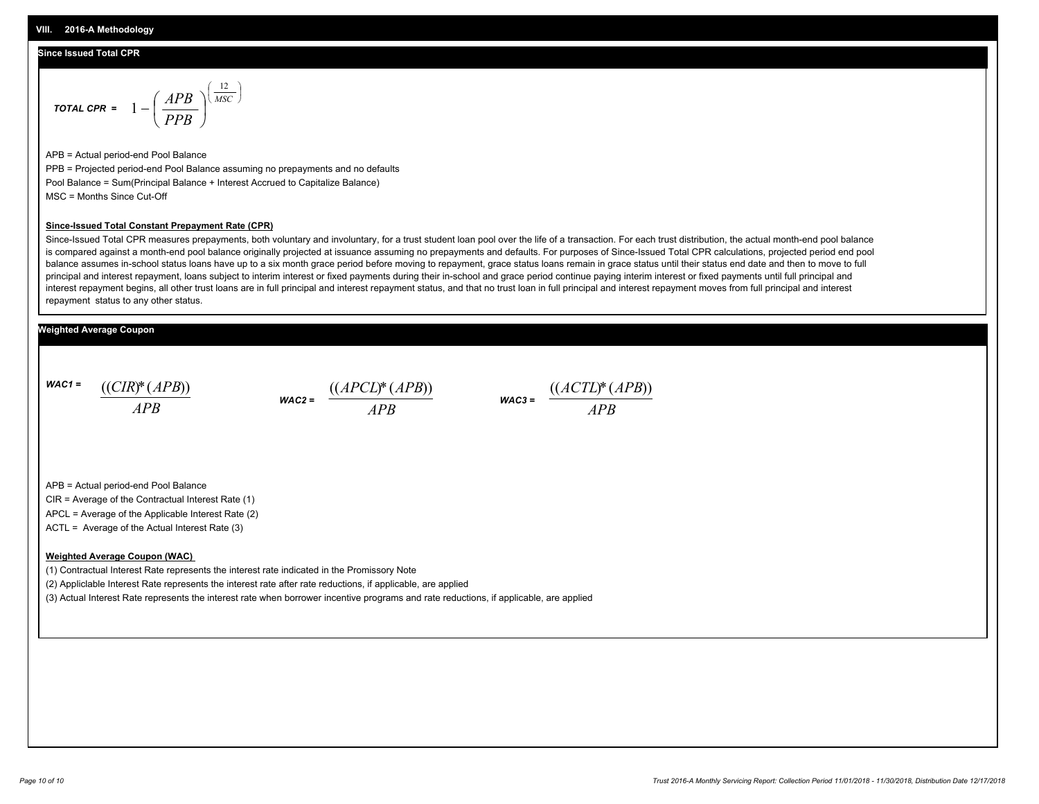## VIII. 2016-A Methodology

### Since Issued Total CPR

$$\textbf{TOTAL CPR} = 1 - \left(\frac{APB}{PPB}\right)^{\left(\frac{12}{MSC}\right)}$$

APB = Actual period-end Pool Balance

PPB = Projected period-end Pool Balance assuming no prepayments and no defaults

Pool Balance = Sum(Principal Balance + Interest Accrued to Capitalize Balance)

MSC = Months Since Cut-Off

**Since-Issued Total Constant Prepayment Rate (CPR)**

Since-Issued Total CPR measures prepayments, both voluntary and involuntary, for a trust student loan pool over the life of a transaction. For each trust distribution, the actual month-end pool balance is compared against a month-end pool balance originally projected at issuance assuming no prepayments and defaults. For purposes of Since-Issued Total CPR calculations, projected period end pool balance assumes in-school status loans have up to a six month grace period before moving to repayment, grace status loans remain in grace status until their status end date and then to move to full principal and interest repayment, loans subject to interim interest or fixed payments during their in-school and grace period continue paying interim interest or fixed payments until full principal and interest repayment begins, all other trust loans are in full principal and interest repayment status, and that no trust loan in full principal and interest repayment moves from full principal and interest repayment status to any other status.

### Weighted Average Coupon

$$\textbf{WAC1} = \frac{((CIR)*(APB))}{APB} \qquad \textbf{WAC2} = \frac{((APCL)*(APB))}{APB} \qquad \textbf{WAC3} = \frac{((ACTL)*(APB))}{APB}$$

APB = Actual period-end Pool Balance

CIR = Average of the Contractual Interest Rate (1)

APCL = Average of the Applicable Interest Rate (2)

ACTL = Average of the Actual Interest Rate (3)

**Weighted Average Coupon (WAC)**

(1) Contractual Interest Rate represents the interest rate indicated in the Promissory Note

(2) Appliclable Interest Rate represents the interest rate after rate reductions, if applicable, are applied

(3) Actual Interest Rate represents the interest rate when borrower incentive programs and rate reductions, if applicable, are applied